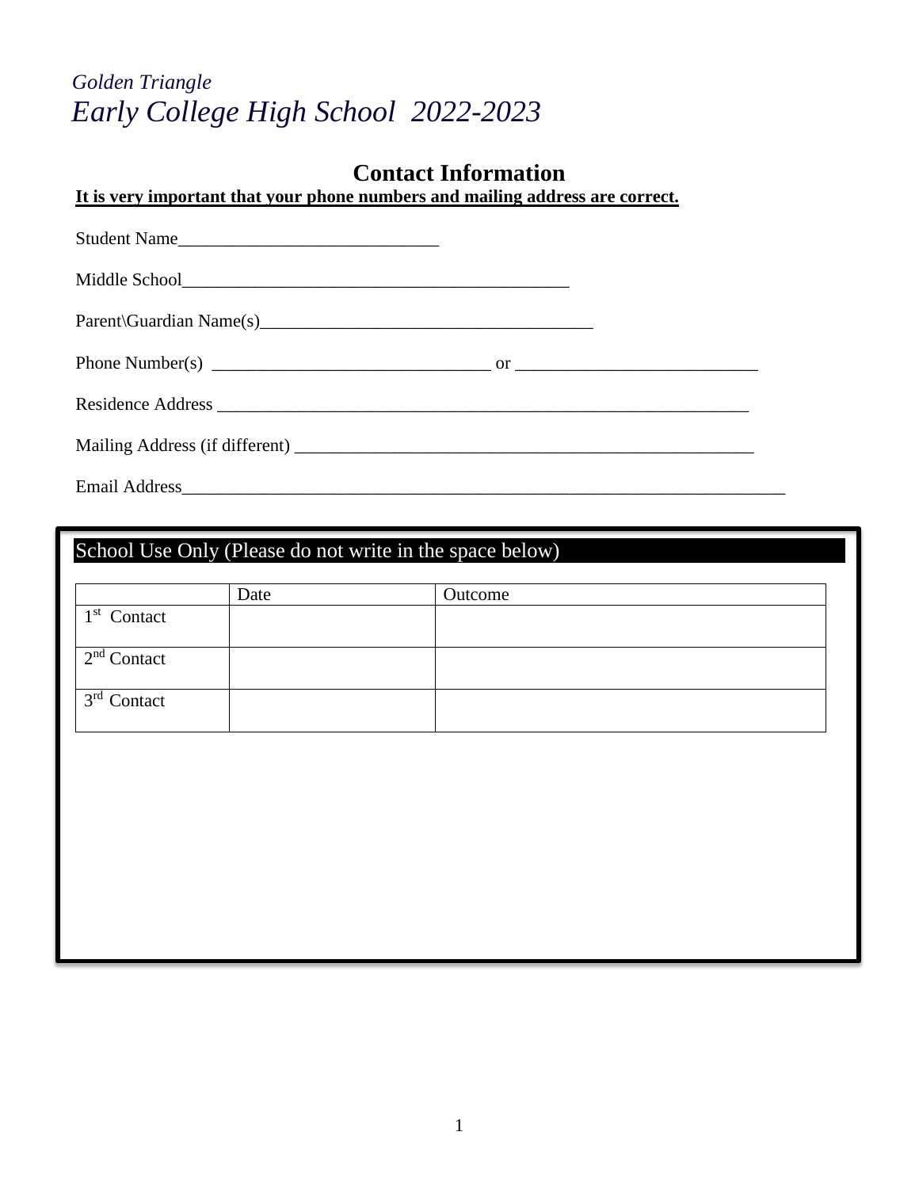*Golden Triangle*

# *Early College High School 2022-2023*

## Contact Information

**<u>It is very important that your phone numbers and mailing address are correct.</u>**

Student Name_____________________________

Middle School____________________________________________

Parent\Guardian Name(s)______________________________________

Phone Number(s) _______________________________ or ___________________________

Residence Address ____________________________________________________________

Mailing Address (if different) ____________________________________________________

Email Address_____________________________________________________________________

School Use Only (Please do not write in the space below)

| | Date | Outcome |
|---|---|---|
| 1st Contact | | |
| 2nd Contact | | |
| 3rd Contact | | |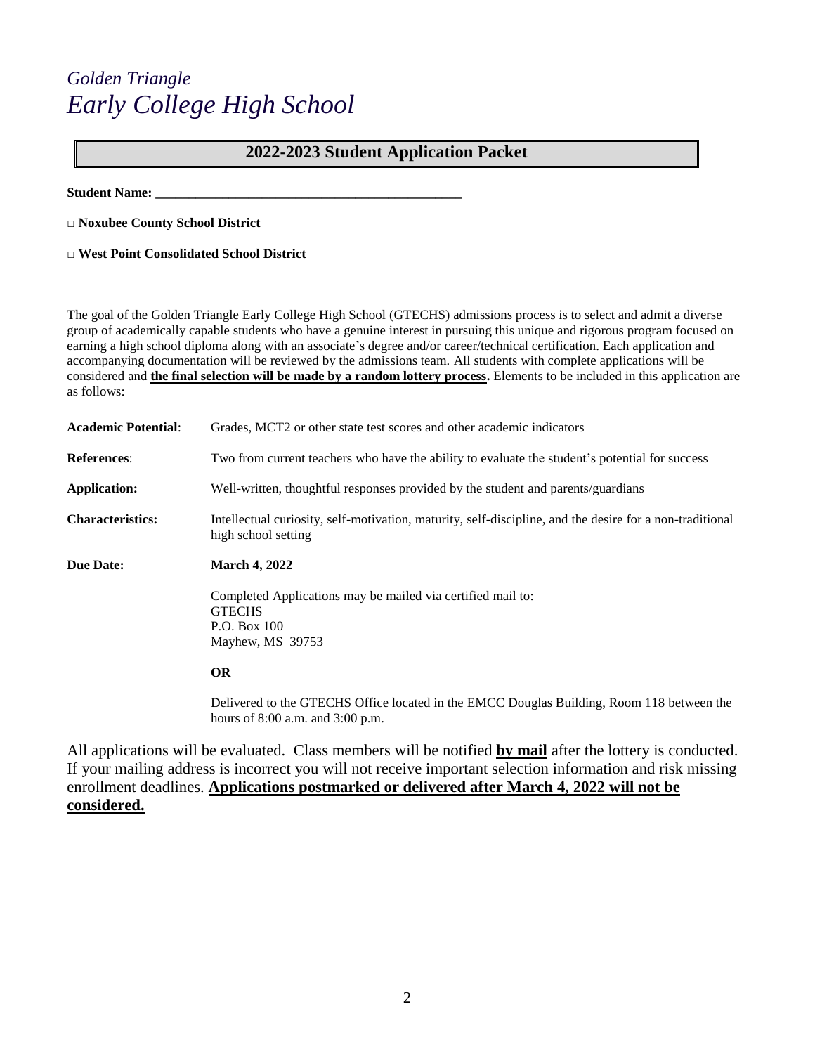*Golden Triangle*
# *Early College High School*

## 2022-2023 Student Application Packet

**Student Name: ______________________________________________**

□ **Noxubee County School District**

□ **West Point Consolidated School District**

The goal of the Golden Triangle Early College High School (GTECHS) admissions process is to select and admit a diverse group of academically capable students who have a genuine interest in pursuing this unique and rigorous program focused on earning a high school diploma along with an associate's degree and/or career/technical certification. Each application and accompanying documentation will be reviewed by the admissions team. All students with complete applications will be considered and **the final selection will be made by a random lottery process.** Elements to be included in this application are as follows:

**Academic Potential**: Grades, MCT2 or other state test scores and other academic indicators

**References**: Two from current teachers who have the ability to evaluate the student's potential for success

**Application:** Well-written, thoughtful responses provided by the student and parents/guardians

**Characteristics:** Intellectual curiosity, self-motivation, maturity, self-discipline, and the desire for a non-traditional high school setting

**Due Date:** **March 4, 2022**

Completed Applications may be mailed via certified mail to:
GTECHS
P.O. Box 100
Mayhew, MS 39753

**OR**

Delivered to the GTECHS Office located in the EMCC Douglas Building, Room 118 between the hours of 8:00 a.m. and 3:00 p.m.

All applications will be evaluated. Class members will be notified **by mail** after the lottery is conducted. If your mailing address is incorrect you will not receive important selection information and risk missing enrollment deadlines. **Applications postmarked or delivered after March 4, 2022 will not be considered.**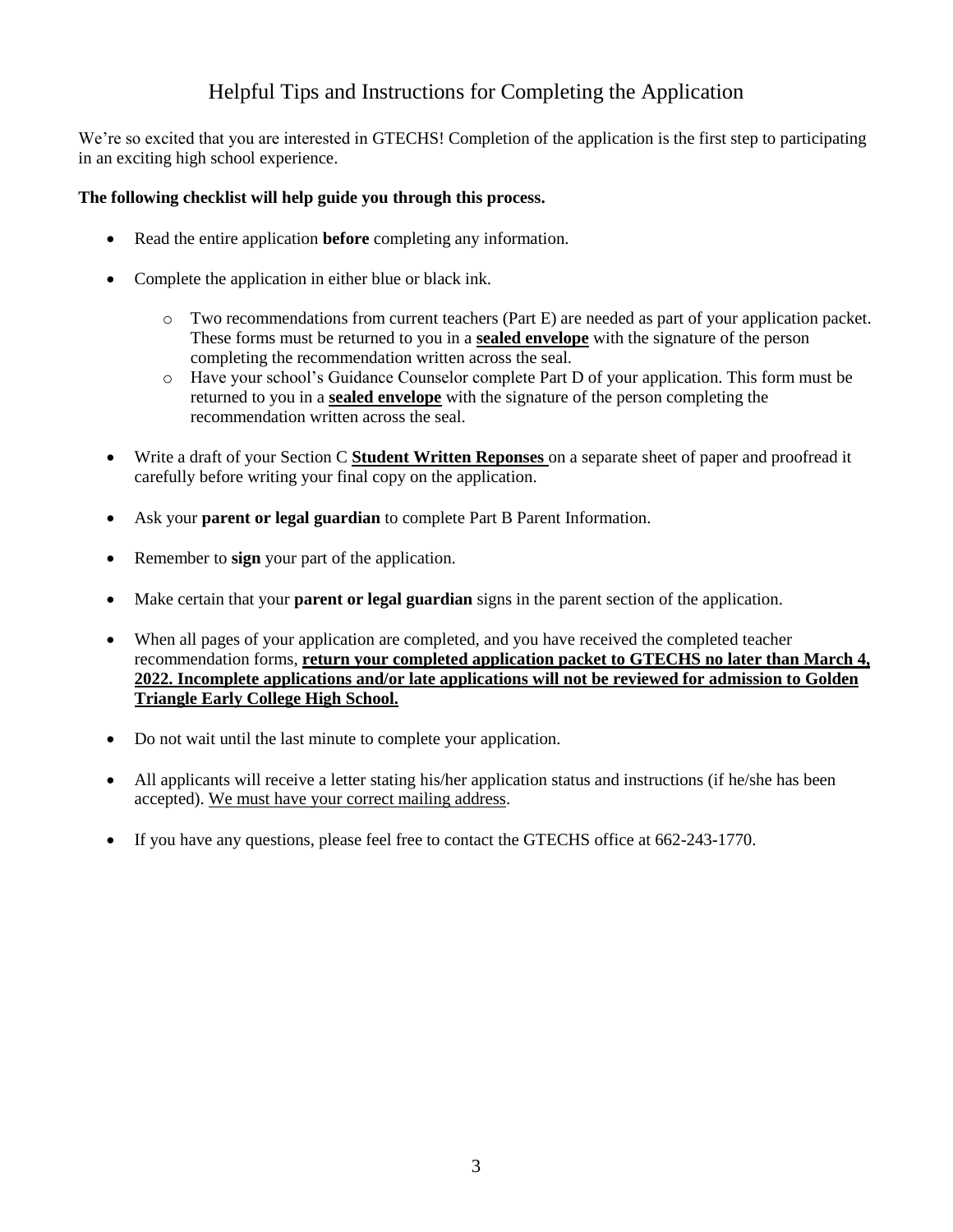# Helpful Tips and Instructions for Completing the Application

We're so excited that you are interested in GTECHS! Completion of the application is the first step to participating in an exciting high school experience.

**The following checklist will help guide you through this process.**

- Read the entire application **before** completing any information.
- Complete the application in either blue or black ink.
  - Two recommendations from current teachers (Part E) are needed as part of your application packet. These forms must be returned to you in a **sealed envelope** with the signature of the person completing the recommendation written across the seal.
  - Have your school's Guidance Counselor complete Part D of your application. This form must be returned to you in a **sealed envelope** with the signature of the person completing the recommendation written across the seal.
- Write a draft of your Section C **Student Written Reponses** on a separate sheet of paper and proofread it carefully before writing your final copy on the application.
- Ask your **parent or legal guardian** to complete Part B Parent Information.
- Remember to **sign** your part of the application.
- Make certain that your **parent or legal guardian** signs in the parent section of the application.
- When all pages of your application are completed, and you have received the completed teacher recommendation forms, **return your completed application packet to GTECHS no later than March 4, 2022. Incomplete applications and/or late applications will not be reviewed for admission to Golden Triangle Early College High School.**
- Do not wait until the last minute to complete your application.
- All applicants will receive a letter stating his/her application status and instructions (if he/she has been accepted). We must have your correct mailing address.
- If you have any questions, please feel free to contact the GTECHS office at 662-243-1770.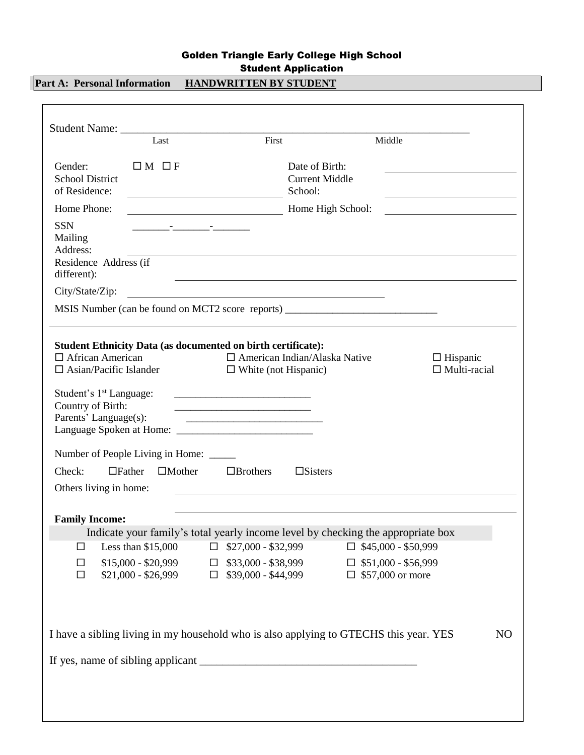# Golden Triangle Early College High School
## Student Application

**Part A: Personal Information** **HANDWRITTEN BY STUDENT**

Student Name: ______________________________________________________________
Last First Middle

Gender: ☐ M ☐ F

Date of Birth: ____________________

School District of Residence: ____________________

Current Middle School: ____________________

Home Phone: ____________________

Home High School: ____________________

SSN _______-_______-_______

Mailing Address: ______________________________________________

Residence Address (if different): ______________________________________________

City/State/Zip: ______________________________________________

MSIS Number (can be found on MCT2 score reports) ____________________________

**Student Ethnicity Data (as documented on birth certificate):**

☐ African American ☐ American Indian/Alaska Native ☐ Hispanic
☐ Asian/Pacific Islander ☐ White (not Hispanic) ☐ Multi-racial

Student's 1st Language: _________________________
Country of Birth: _________________________
Parents' Language(s): _________________________
Language Spoken at Home: _________________________

Number of People Living in Home: _____

Check: ☐Father ☐Mother ☐Brothers ☐Sisters

Others living in home: ______________________________________________

______________________________________________

**Family Income:**

Indicate your family's total yearly income level by checking the appropriate box

| | | |
|---|---|---|
| ☐ Less than $15,000 | ☐ $27,000 - $32,999 | ☐ $45,000 - $50,999 |
| ☐ $15,000 - $20,999 | ☐ $33,000 - $38,999 | ☐ $51,000 - $56,999 |
| ☐ $21,000 - $26,999 | ☐ $39,000 - $44,999 | ☐ $57,000 or more |

I have a sibling living in my household who is also applying to GTECHS this year. YES NO

If yes, name of sibling applicant _____________________________________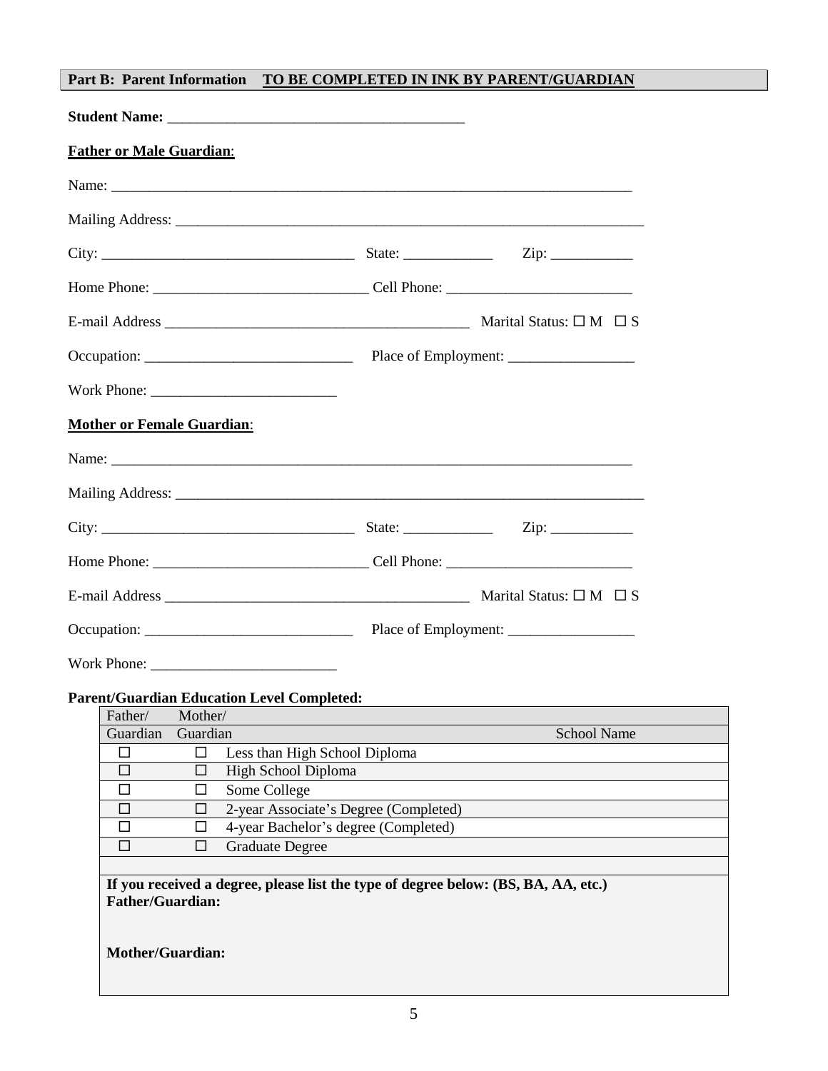**Part B: Parent Information** **TO BE COMPLETED IN INK BY PARENT/GUARDIAN**

**Student Name:** ________________________________________

**Father or Male Guardian:**

Name: __________________________________________________________________________

Mailing Address: ________________________________________________________________

City: __________________________________ State: ____________ Zip: ___________

Home Phone: _____________________________ Cell Phone: _________________________

E-mail Address _________________________________________ Marital Status: ☐ M ☐ S

Occupation: ____________________________ Place of Employment: _________________

Work Phone: _________________________

**Mother or Female Guardian:**

Name: __________________________________________________________________________

Mailing Address: ________________________________________________________________

City: __________________________________ State: ____________ Zip: ___________

Home Phone: _____________________________ Cell Phone: _________________________

E-mail Address _________________________________________ Marital Status: ☐ M ☐ S

Occupation: ____________________________ Place of Employment: _________________

Work Phone: _________________________

**Parent/Guardian Education Level Completed:**

| Father/ Guardian | Mother/ Guardian | | School Name |
|---|---|---|---|
| ☐ | ☐ | Less than High School Diploma | |
| ☐ | ☐ | High School Diploma | |
| ☐ | ☐ | Some College | |
| ☐ | ☐ | 2-year Associate's Degree (Completed) | |
| ☐ | ☐ | 4-year Bachelor's degree (Completed) | |
| ☐ | ☐ | Graduate Degree | |

**If you received a degree, please list the type of degree below: (BS, BA, AA, etc.)**

**Father/Guardian:**

**Mother/Guardian:**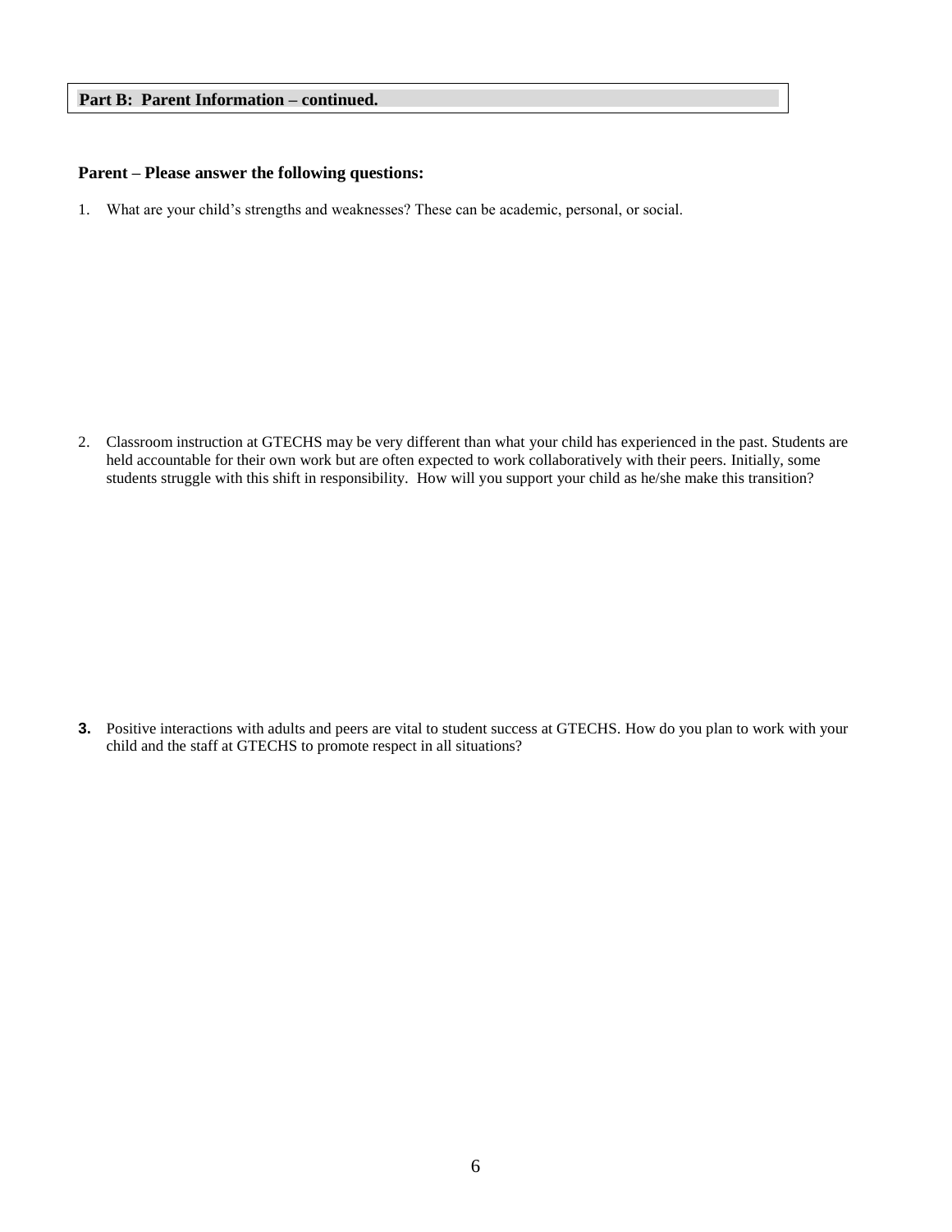**Part B: Parent Information – continued.**

**Parent – Please answer the following questions:**

1. What are your child's strengths and weaknesses? These can be academic, personal, or social.

2. Classroom instruction at GTECHS may be very different than what your child has experienced in the past. Students are held accountable for their own work but are often expected to work collaboratively with their peers. Initially, some students struggle with this shift in responsibility. How will you support your child as he/she make this transition?

3. Positive interactions with adults and peers are vital to student success at GTECHS. How do you plan to work with your child and the staff at GTECHS to promote respect in all situations?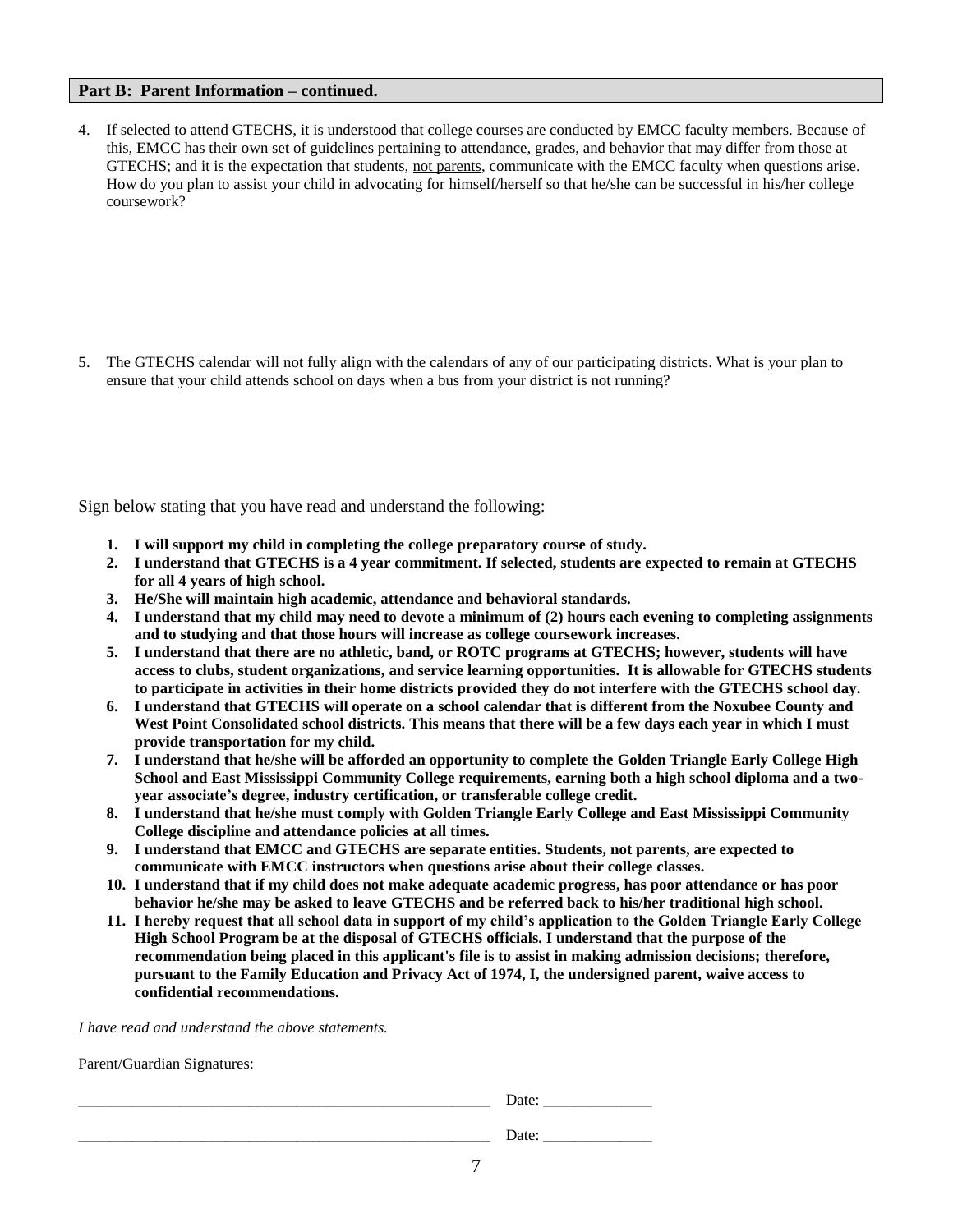## Part B: Parent Information – continued.

4. If selected to attend GTECHS, it is understood that college courses are conducted by EMCC faculty members. Because of this, EMCC has their own set of guidelines pertaining to attendance, grades, and behavior that may differ from those at GTECHS; and it is the expectation that students, <u>not parents</u>, communicate with the EMCC faculty when questions arise. How do you plan to assist your child in advocating for himself/herself so that he/she can be successful in his/her college coursework?

5. The GTECHS calendar will not fully align with the calendars of any of our participating districts. What is your plan to ensure that your child attends school on days when a bus from your district is not running?

Sign below stating that you have read and understand the following:

1. **I will support my child in completing the college preparatory course of study.**
2. **I understand that GTECHS is a 4 year commitment. If selected, students are expected to remain at GTECHS for all 4 years of high school.**
3. **He/She will maintain high academic, attendance and behavioral standards.**
4. **I understand that my child may need to devote a minimum of (2) hours each evening to completing assignments and to studying and that those hours will increase as college coursework increases.**
5. **I understand that there are no athletic, band, or ROTC programs at GTECHS; however, students will have access to clubs, student organizations, and service learning opportunities. It is allowable for GTECHS students to participate in activities in their home districts provided they do not interfere with the GTECHS school day.**
6. **I understand that GTECHS will operate on a school calendar that is different from the Noxubee County and West Point Consolidated school districts. This means that there will be a few days each year in which I must provide transportation for my child.**
7. **I understand that he/she will be afforded an opportunity to complete the Golden Triangle Early College High School and East Mississippi Community College requirements, earning both a high school diploma and a two-year associate's degree, industry certification, or transferable college credit.**
8. **I understand that he/she must comply with Golden Triangle Early College and East Mississippi Community College discipline and attendance policies at all times.**
9. **I understand that EMCC and GTECHS are separate entities. Students, not parents, are expected to communicate with EMCC instructors when questions arise about their college classes.**
10. **I understand that if my child does not make adequate academic progress, has poor attendance or has poor behavior he/she may be asked to leave GTECHS and be referred back to his/her traditional high school.**
11. **I hereby request that all school data in support of my child's application to the Golden Triangle Early College High School Program be at the disposal of GTECHS officials. I understand that the purpose of the recommendation being placed in this applicant's file is to assist in making admission decisions; therefore, pursuant to the Family Education and Privacy Act of 1974, I, the undersigned parent, waive access to confidential recommendations.**

*I have read and understand the above statements.*

Parent/Guardian Signatures:

\_\_\_\_\_\_\_\_\_\_\_\_\_\_\_\_\_\_\_\_\_\_\_\_\_\_\_\_\_\_\_\_\_\_\_\_\_\_\_\_\_\_\_\_\_\_\_\_\_\_\_\_ Date: \_\_\_\_\_\_\_\_\_\_\_\_\_\_

\_\_\_\_\_\_\_\_\_\_\_\_\_\_\_\_\_\_\_\_\_\_\_\_\_\_\_\_\_\_\_\_\_\_\_\_\_\_\_\_\_\_\_\_\_\_\_\_\_\_\_\_ Date: \_\_\_\_\_\_\_\_\_\_\_\_\_\_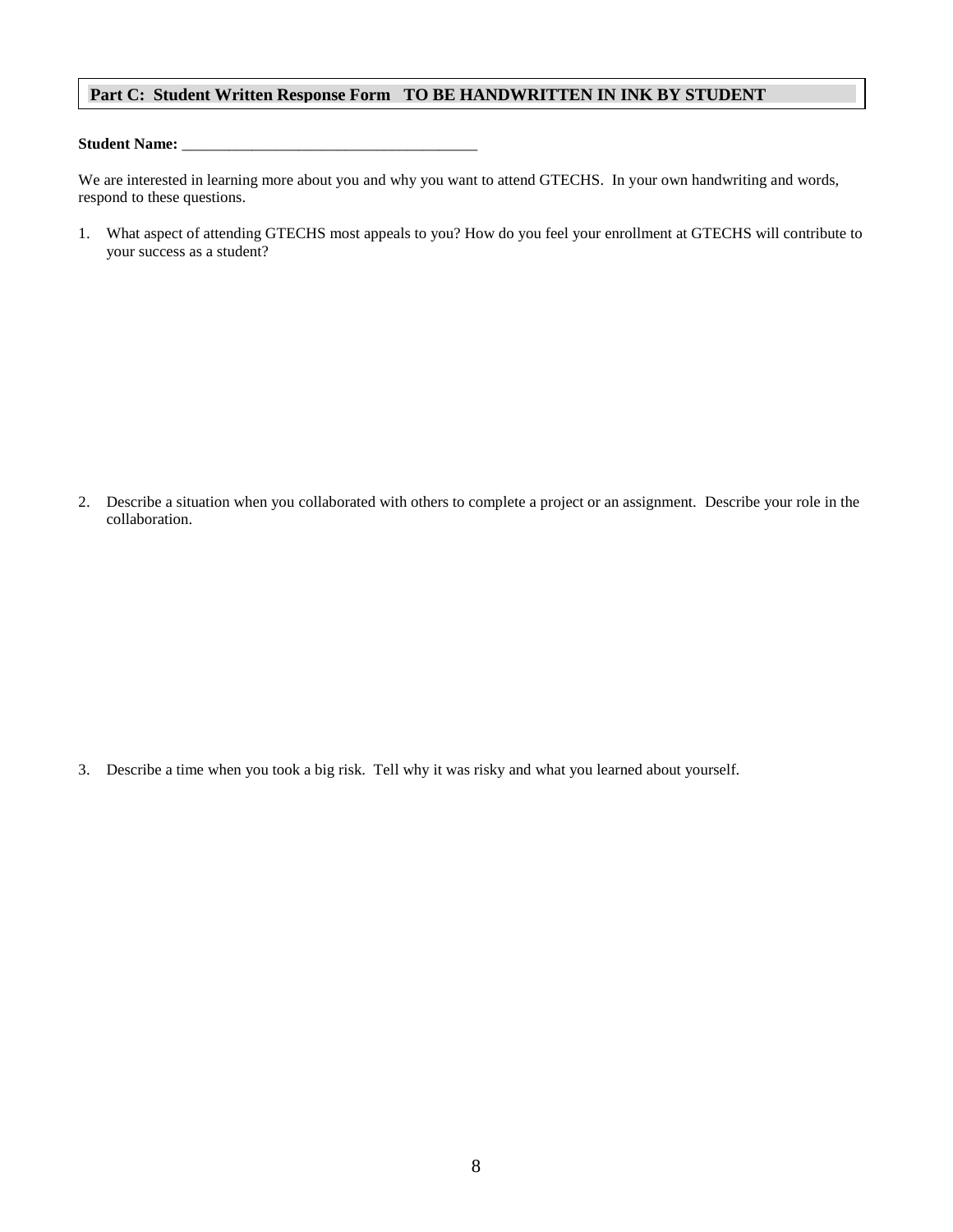## Part C: Student Written Response Form   TO BE HANDWRITTEN IN INK BY STUDENT

**Student Name:** \_\_\_\_\_\_\_\_\_\_\_\_\_\_\_\_\_\_\_\_\_\_\_\_\_\_\_\_\_\_\_\_\_\_\_\_\_\_

We are interested in learning more about you and why you want to attend GTECHS. In your own handwriting and words, respond to these questions.

1. What aspect of attending GTECHS most appeals to you? How do you feel your enrollment at GTECHS will contribute to your success as a student?

2. Describe a situation when you collaborated with others to complete a project or an assignment. Describe your role in the collaboration.

3. Describe a time when you took a big risk. Tell why it was risky and what you learned about yourself.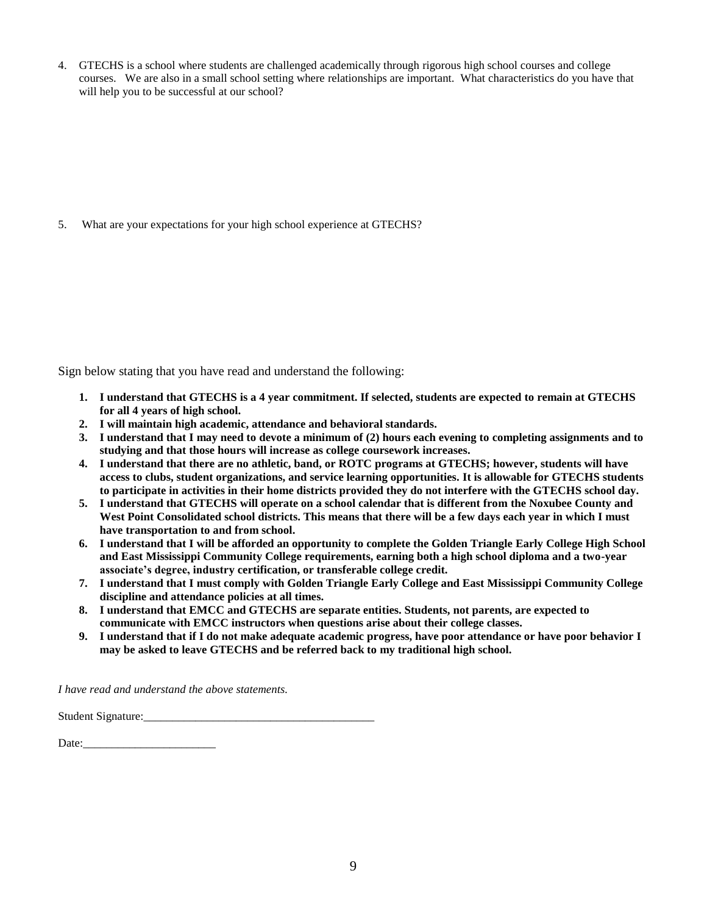4. GTECHS is a school where students are challenged academically through rigorous high school courses and college courses. We are also in a small school setting where relationships are important. What characteristics do you have that will help you to be successful at our school?

5. What are your expectations for your high school experience at GTECHS?

Sign below stating that you have read and understand the following:

1. **I understand that GTECHS is a 4 year commitment. If selected, students are expected to remain at GTECHS for all 4 years of high school.**
2. **I will maintain high academic, attendance and behavioral standards.**
3. **I understand that I may need to devote a minimum of (2) hours each evening to completing assignments and to studying and that those hours will increase as college coursework increases.**
4. **I understand that there are no athletic, band, or ROTC programs at GTECHS; however, students will have access to clubs, student organizations, and service learning opportunities. It is allowable for GTECHS students to participate in activities in their home districts provided they do not interfere with the GTECHS school day.**
5. **I understand that GTECHS will operate on a school calendar that is different from the Noxubee County and West Point Consolidated school districts. This means that there will be a few days each year in which I must have transportation to and from school.**
6. **I understand that I will be afforded an opportunity to complete the Golden Triangle Early College High School and East Mississippi Community College requirements, earning both a high school diploma and a two-year associate's degree, industry certification, or transferable college credit.**
7. **I understand that I must comply with Golden Triangle Early College and East Mississippi Community College discipline and attendance policies at all times.**
8. **I understand that EMCC and GTECHS are separate entities. Students, not parents, are expected to communicate with EMCC instructors when questions arise about their college classes.**
9. **I understand that if I do not make adequate academic progress, have poor attendance or have poor behavior I may be asked to leave GTECHS and be referred back to my traditional high school.**

*I have read and understand the above statements.*

Student Signature:________________________________________

Date:_______________________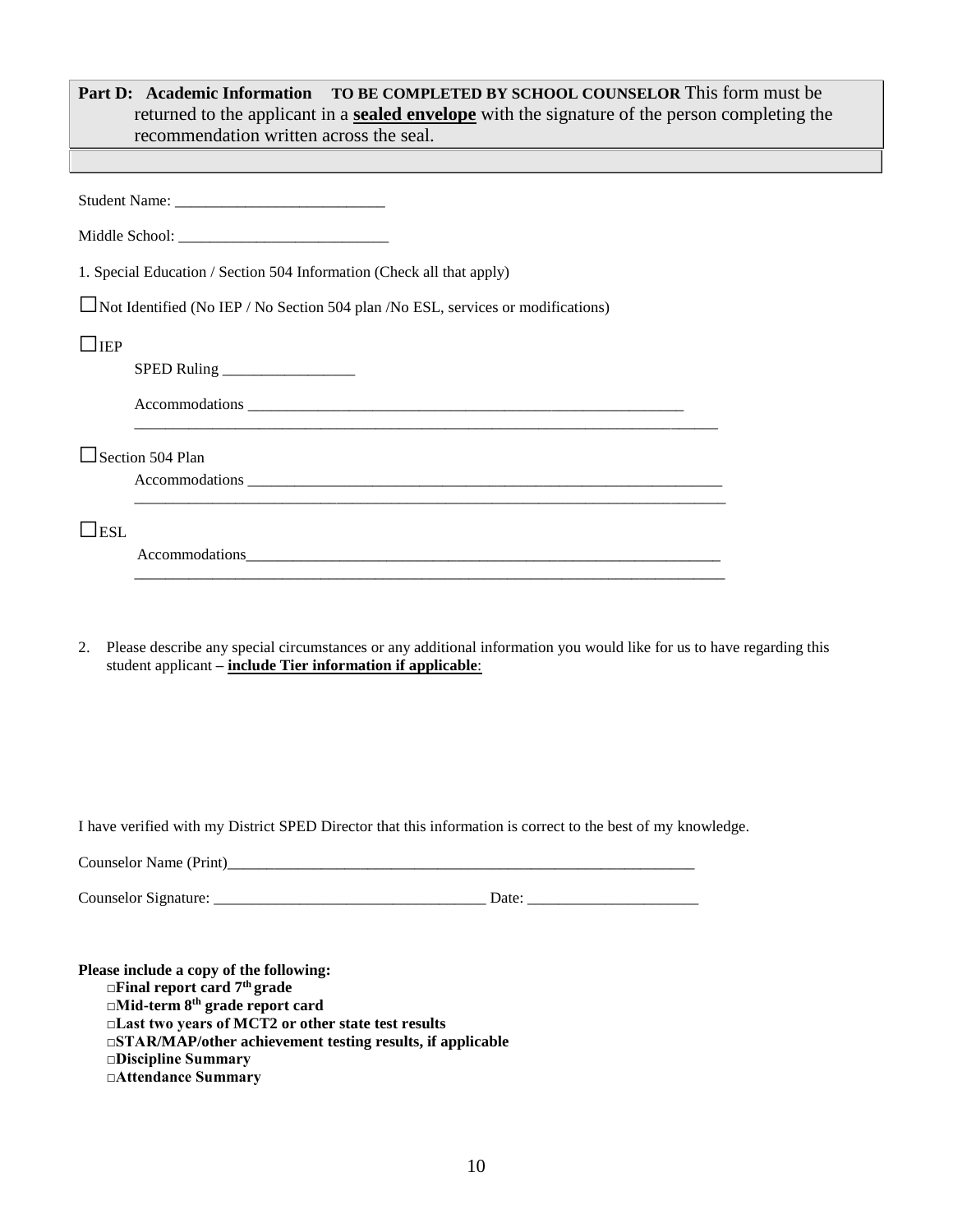**Part D: Academic Information** **TO BE COMPLETED BY SCHOOL COUNSELOR** This form must be returned to the applicant in a **sealed envelope** with the signature of the person completing the recommendation written across the seal.

Student Name: ___________________________

Middle School: ___________________________

1. Special Education / Section 504 Information (Check all that apply)

☐ Not Identified (No IEP / No Section 504 plan /No ESL, services or modifications)

☐ IEP

SPED Ruling _________________

Accommodations ___________________________________________________________
_______________________________________________________________________________

☐ Section 504 Plan

Accommodations ________________________________________________________________
_______________________________________________________________________________

☐ ESL

Accommodations_________________________________________________________________
_______________________________________________________________________________

2. Please describe any special circumstances or any additional information you would like for us to have regarding this student applicant – **include Tier information if applicable**:

I have verified with my District SPED Director that this information is correct to the best of my knowledge.

Counselor Name (Print)_______________________________________________________________

Counselor Signature: ___________________________________ Date: ______________________

**Please include a copy of the following:**

- **□Final report card 7th grade**
- **□Mid-term 8th grade report card**
- **□Last two years of MCT2 or other state test results**
- **□STAR/MAP/other achievement testing results, if applicable**
- **□Discipline Summary**
- **□Attendance Summary**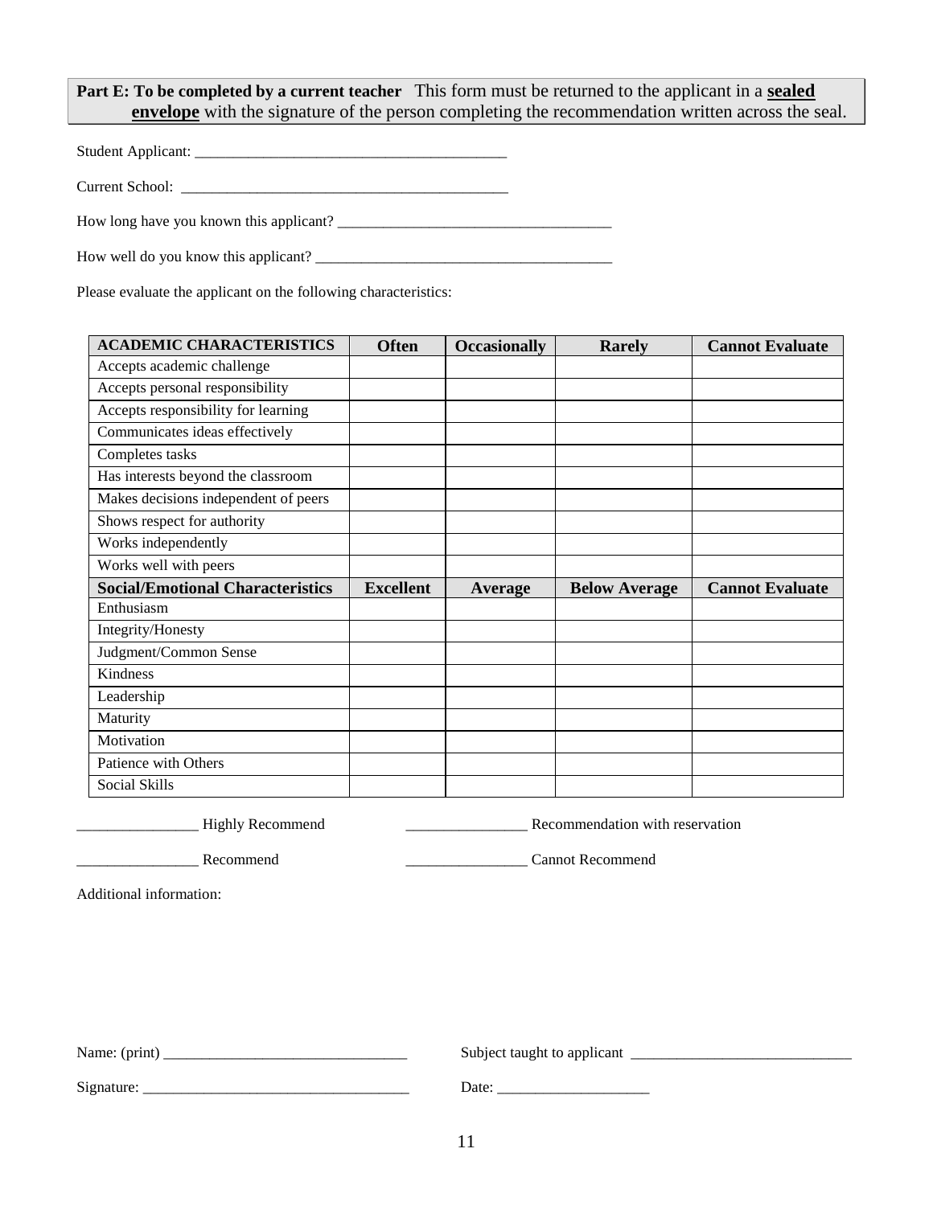**Part E: To be completed by a current teacher** This form must be returned to the applicant in a **sealed envelope** with the signature of the person completing the recommendation written across the seal.

Student Applicant: ________________________________________

Current School: ___________________________________________

How long have you known this applicant? ____________________________________

How well do you know this applicant? _______________________________________

Please evaluate the applicant on the following characteristics:

| ACADEMIC CHARACTERISTICS | Often | Occasionally | Rarely | Cannot Evaluate |
|---|---|---|---|---|
| Accepts academic challenge | | | | |
| Accepts personal responsibility | | | | |
| Accepts responsibility for learning | | | | |
| Communicates ideas effectively | | | | |
| Completes tasks | | | | |
| Has interests beyond the classroom | | | | |
| Makes decisions independent of peers | | | | |
| Shows respect for authority | | | | |
| Works independently | | | | |
| Works well with peers | | | | |
| **Social/Emotional Characteristics** | **Excellent** | **Average** | **Below Average** | **Cannot Evaluate** |
| Enthusiasm | | | | |
| Integrity/Honesty | | | | |
| Judgment/Common Sense | | | | |
| Kindness | | | | |
| Leadership | | | | |
| Maturity | | | | |
| Motivation | | | | |
| Patience with Others | | | | |
| Social Skills | | | | |

________________ Highly Recommend

________________ Recommendation with reservation

________________ Recommend

________________ Cannot Recommend

Additional information:

Name: (print) ________________________________

Subject taught to applicant _____________________________

Signature: ___________________________________

Date: ____________________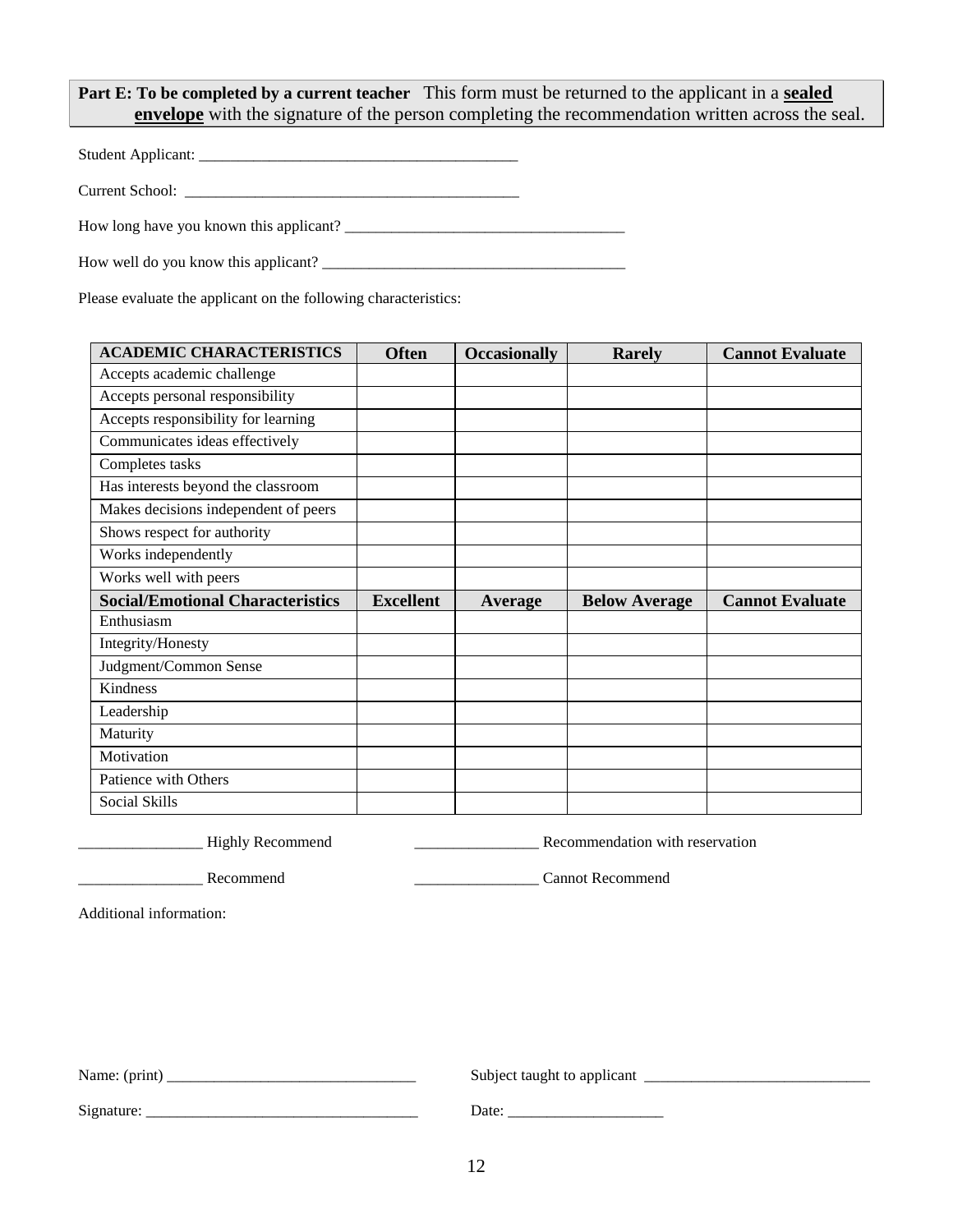**Part E: To be completed by a current teacher** This form must be returned to the applicant in a **sealed envelope** with the signature of the person completing the recommendation written across the seal.

Student Applicant: ________________________________________

Current School: ___________________________________________

How long have you known this applicant? ___________________________________

How well do you know this applicant? ______________________________________

Please evaluate the applicant on the following characteristics:

| **ACADEMIC CHARACTERISTICS** | **Often** | **Occasionally** | **Rarely** | **Cannot Evaluate** |
|---|---|---|---|---|
| Accepts academic challenge | | | | |
| Accepts personal responsibility | | | | |
| Accepts responsibility for learning | | | | |
| Communicates ideas effectively | | | | |
| Completes tasks | | | | |
| Has interests beyond the classroom | | | | |
| Makes decisions independent of peers | | | | |
| Shows respect for authority | | | | |
| Works independently | | | | |
| Works well with peers | | | | |
| **Social/Emotional Characteristics** | **Excellent** | **Average** | **Below Average** | **Cannot Evaluate** |
| Enthusiasm | | | | |
| Integrity/Honesty | | | | |
| Judgment/Common Sense | | | | |
| Kindness | | | | |
| Leadership | | | | |
| Maturity | | | | |
| Motivation | | | | |
| Patience with Others | | | | |
| Social Skills | | | | |

________________ Highly Recommend

________________ Recommendation with reservation

________________ Recommend

________________ Cannot Recommend

Additional information:

Name: (print) ________________________________

Subject taught to applicant ____________________________

Signature: ___________________________________

Date: ____________________